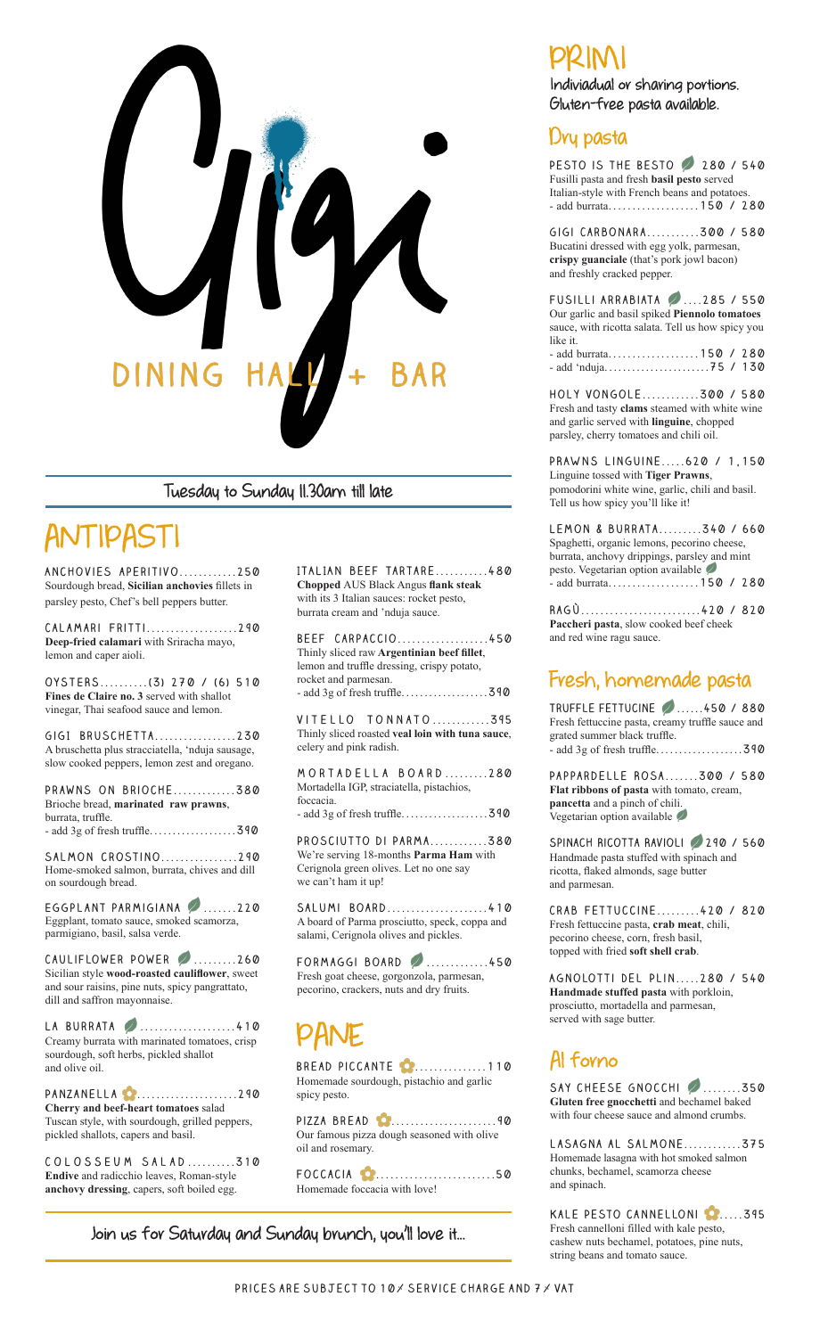# Gigi

DINING HALL + BAR

Tuesday to Sunday 11.30am till late

## ANTIPASTI

ANCHOVIES APERITIVO............250
Sourdough bread, **Sicilian anchovies** fillets in parsley pesto, Chef's bell peppers butter.

CALAMARI FRITTI...................290
**Deep-fried calamari** with Sriracha mayo, lemon and caper aioli.

OYSTERS..........(3) 270 / (6) 510
**Fines de Claire no. 3** served with shallot vinegar, Thai seafood sauce and lemon.

GIGI BRUSCHETTA.................230
A bruschetta plus stracciatella, 'nduja sausage, slow cooked peppers, lemon zest and oregano.

PRAWNS ON BRIOCHE.............380
Brioche bread, **marinated raw prawns**, burrata, truffle.
- add 3g of fresh truffle...................390

SALMON CROSTINO................290
Home-smoked salmon, burrata, chives and dill on sourdough bread.

EGGPLANT PARMIGIANA .......220
Eggplant, tomato sauce, smoked scamorza, parmigiano, basil, salsa verde.

CAULIFLOWER POWER .........260
Sicilian style **wood-roasted cauliflower**, sweet and sour raisins, pine nuts, spicy pangrattato, dill and saffron mayonnaise.

LA BURRATA ....................410
Creamy burrata with marinated tomatoes, crisp sourdough, soft herbs, pickled shallot and olive oil.

PANZANELLA .....................290
**Cherry and beef-heart tomatoes** salad Tuscan style, with sourdough, grilled peppers, pickled shallots, capers and basil.

COLOSSEUM SALAD..........310
**Endive** and radicchio leaves, Roman-style **anchovy dressing**, capers, soft boiled egg.

ITALIAN BEEF TARTARE...........480
**Chopped** AUS Black Angus **flank steak** with its 3 Italian sauces: rocket pesto, burrata cream and 'nduja sauce.

BEEF CARPACCIO...................450
Thinly sliced raw **Argentinian beef fillet**, lemon and truffle dressing, crispy potato, rocket and parmesan.
- add 3g of fresh truffle...................390

VITELLO TONNATO............395
Thinly sliced roasted **veal loin with tuna sauce**, celery and pink radish.

MORTADELLA BOARD.........280
Mortadella IGP, straciatella, pistachios, focaccia.
- add 3g of fresh truffle...................390

PROSCIUTTO DI PARMA............380
We're serving 18-months **Parma Ham** with Cerignola green olives. Let no one say we can't ham it up!

SALUMI BOARD.....................410
A board of Parma prosciutto, speck, coppa and salami, Cerignola olives and pickles.

FORMAGGI BOARD .............450
Fresh goat cheese, gorgonzola, parmesan, pecorino, crackers, nuts and dry fruits.

## PANE

BREAD PICCANTE ...............110
Homemade sourdough, pistachio and garlic spicy pesto.

PIZZA BREAD .......................90
Our famous pizza dough seasoned with olive oil and rosemary.

FOCCACIA ..........................50
Homemade foccacia with love!

Join us for Saturday and Sunday brunch, you'll love it...

## PRIMI

Indiviadual or sharing portions.
Gluten-free pasta available.

### Dry pasta

PESTO IS THE BESTO 280 / 540
Fusilli pasta and fresh **basil pesto** served Italian-style with French beans and potatoes.
- add burrata...................150 / 280

GIGI CARBONARA...........300 / 580
Bucatini dressed with egg yolk, parmesan, **crispy guanciale** (that's pork jowl bacon) and freshly cracked pepper.

FUSILLI ARRABIATA ....285 / 550
Our garlic and basil spiked **Piennolo tomatoes** sauce, with ricotta salata. Tell us how spicy you like it.
- add burrata...................150 / 280
- add 'nduja.......................75 / 130

HOLY VONGOLE............300 / 580
Fresh and tasty **clams** steamed with white wine and garlic served with **linguine**, chopped parsley, cherry tomatoes and chili oil.

PRAWNS LINGUINE.....620 / 1,150
Linguine tossed with **Tiger Prawns**, pomodorini white wine, garlic, chili and basil. Tell us how spicy you'll like it!

LEMON & BURRATA.........340 / 660
Spaghetti, organic lemons, pecorino cheese, burrata, anchovy drippings, parsley and mint pesto. Vegetarian option available
- add burrata...................150 / 280

RAGÙ.........................420 / 820
**Paccheri pasta**, slow cooked beef cheek and red wine ragu sauce.

### Fresh, homemade pasta

TRUFFLE FETTUCINE ......450 / 880
Fresh fettuccine pasta, creamy truffle sauce and grated summer black truffle.
- add 3g of fresh truffle...................390

PAPPARDELLE ROSA.......300 / 580
**Flat ribbons of pasta** with tomato, cream, **pancetta** and a pinch of chili.
Vegetarian option available

SPINACH RICOTTA RAVIOLI 290 / 560
Handmade pasta stuffed with spinach and ricotta, flaked almonds, sage butter and parmesan.

CRAB FETTUCCINE.........420 / 820
Fresh fettuccine pasta, **crab meat**, chili, pecorino cheese, corn, fresh basil, topped with fried **soft shell crab**.

AGNOLOTTI DEL PLIN.......280 / 540
**Handmade stuffed pasta** with porkloin, prosciutto, mortadella and parmesan, served with sage butter.

### Al forno

SAY CHEESE GNOCCHI ........350
**Gluten free gnocchetti** and bechamel baked with four cheese sauce and almond crumbs.

LASAGNA AL SALMONE............375
Homemade lasagna with hot smoked salmon chunks, bechamel, scamorza cheese and spinach.

KALE PESTO CANNELLONI .....395
Fresh cannelloni filled with kale pesto, cashew nuts bechamel, potatoes, pine nuts, string beans and tomato sauce.

PRICES ARE SUBJECT TO 10% SERVICE CHARGE AND 7% VAT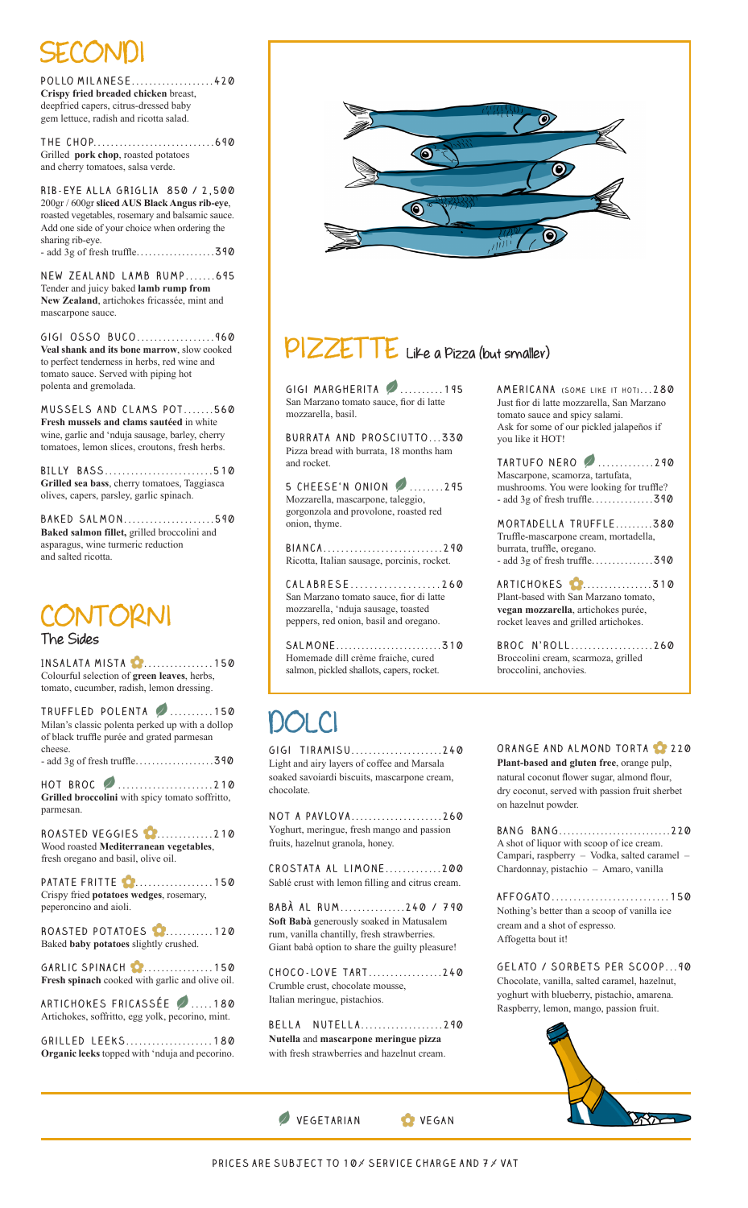# SECONDI

POLLO MILANESE..................420
**Crispy fried breaded chicken** breast, deepfried capers, citrus-dressed baby gem lettuce, radish and ricotta salad.

THE CHOP............................690
Grilled **pork chop**, roasted potatoes and cherry tomatoes, salsa verde.

RIB-EYE ALLA GRIGLIA 850 / 2,500
200gr / 600gr **sliced AUS Black Angus rib-eye**, roasted vegetables, rosemary and balsamic sauce. Add one side of your choice when ordering the sharing rib-eye.
- add 3g of fresh truffle..................390

NEW ZEALAND LAMB RUMP.......695
Tender and juicy baked **lamb rump from New Zealand**, artichokes fricassée, mint and mascarpone sauce.

GIGI OSSO BUCO..................960
**Veal shank and its bone marrow**, slow cooked to perfect tenderness in herbs, red wine and tomato sauce. Served with piping hot polenta and gremolada.

MUSSELS AND CLAMS POT.......560
**Fresh mussels and clams sautéed** in white wine, garlic and 'nduja sausage, barley, cherry tomatoes, lemon slices, croutons, fresh herbs.

BILLY BASS.........................510
**Grilled sea bass**, cherry tomatoes, Taggiasca olives, capers, parsley, garlic spinach.

BAKED SALMON.....................590
**Baked salmon fillet,** grilled broccolini and asparagus, wine turmeric reduction and salted ricotta.

# CONTORNI
## The Sides

INSALATA MISTA (vegan)................150
Colourful selection of **green leaves**, herbs, tomato, cucumber, radish, lemon dressing.

TRUFFLED POLENTA (vegetarian)..........150
Milan's classic polenta perked up with a dollop of black truffle purée and grated parmesan cheese.
- add 3g of fresh truffle..................390

HOT BROC (vegetarian)......................210
**Grilled broccolini** with spicy tomato soffritto, parmesan.

ROASTED VEGGIES (vegan).............210
Wood roasted **Mediterranean vegetables**, fresh oregano and basil, olive oil.

PATATE FRITTE (vegan)..................150
Crispy fried **potatoes wedges**, rosemary, peperoncino and aioli.

ROASTED POTATOES (vegan)...........120
Baked **baby potatoes** slightly crushed.

GARLIC SPINACH (vegan)................150
**Fresh spinach** cooked with garlic and olive oil.

ARTICHOKES FRICASSÉE (vegetarian).....180
Artichokes, soffritto, egg yolk, pecorino, mint.

GRILLED LEEKS....................180
**Organic leeks** topped with 'nduja and pecorino.

# PIZZETTE
Like a Pizza (but smaller)

GIGI MARGHERITA (vegetarian).........195
San Marzano tomato sauce, fior di latte mozzarella, basil.

BURRATA AND PROSCIUTTO...330
Pizza bread with burrata, 18 months ham and rocket.

5 CHEESE'N ONION (vegetarian)........295
Mozzarella, mascarpone, taleggio, gorgonzola and provolone, roasted red onion, thyme.

BIANCA............................290
Ricotta, Italian sausage, porcinis, rocket.

CALABRESE....................260
San Marzano tomato sauce, fior di latte mozzarella, 'nduja sausage, toasted peppers, red onion, basil and oregano.

SALMONE.........................310
Homemade dill crème fraiche, cured salmon, pickled shallots, capers, rocket.

AMERICANA (SOME LIKE IT HOT)...280
Just fior di latte mozzarella, San Marzano tomato sauce and spicy salami.
Ask for some of our pickled jalapeños if you like it HOT!

TARTUFO NERO (vegetarian).............290
Mascarpone, scamorza, tartufata, mushrooms. You were looking for truffle?
- add 3g of fresh truffle...............390

MORTADELLA TRUFFLE.........380
Truffle-mascarpone cream, mortadella, burrata, truffle, oregano.
- add 3g of fresh truffle...............390

ARTICHOKES (vegan)...............310
Plant-based with San Marzano tomato, **vegan mozzarella**, artichokes purée, rocket leaves and grilled artichokes.

BROC N'ROLL...................260
Broccolini cream, scarmoza, grilled broccolini, anchovies.

# DOLCI

GIGI TIRAMISU.....................240
Light and airy layers of coffee and Marsala soaked savoiardi biscuits, mascarpone cream, chocolate.

NOT A PAVLOVA.....................260
Yoghurt, meringue, fresh mango and passion fruits, hazelnut granola, honey.

CROSTATA AL LIMONE.............200
Sablé crust with lemon filling and citrus cream.

BABÀ AL RUM...............240 / 790
**Soft Babà** generously soaked in Matusalem rum, vanilla chantilly, fresh strawberries. Giant babà option to share the guilty pleasure!

CHOCO-LOVE TART.................240
Crumble crust, chocolate mousse, Italian meringue, pistachios.

BELLA NUTELLA...................290
**Nutella** and **mascarpone meringue pizza** with fresh strawberries and hazelnut cream.

ORANGE AND ALMOND TORTA (vegan) 220
**Plant-based and gluten free**, orange pulp, natural coconut flower sugar, almond flour, dry coconut, served with passion fruit sherbet on hazelnut powder.

BANG BANG...........................220
A shot of liquor with scoop of ice cream.
Campari, raspberry – Vodka, salted caramel – Chardonnay, pistachio – Amaro, vanilla

AFFOGATO...........................150
Nothing's better than a scoop of vanilla ice cream and a shot of espresso.
Affogetta bout it!

GELATO / SORBETS PER SCOOP...90
Chocolate, vanilla, salted caramel, hazelnut, yoghurt with blueberry, pistachio, amarena.
Raspberry, lemon, mango, passion fruit.

VEGETARIAN VEGAN

PRICES ARE SUBJECT TO 10% SERVICE CHARGE AND 7% VAT